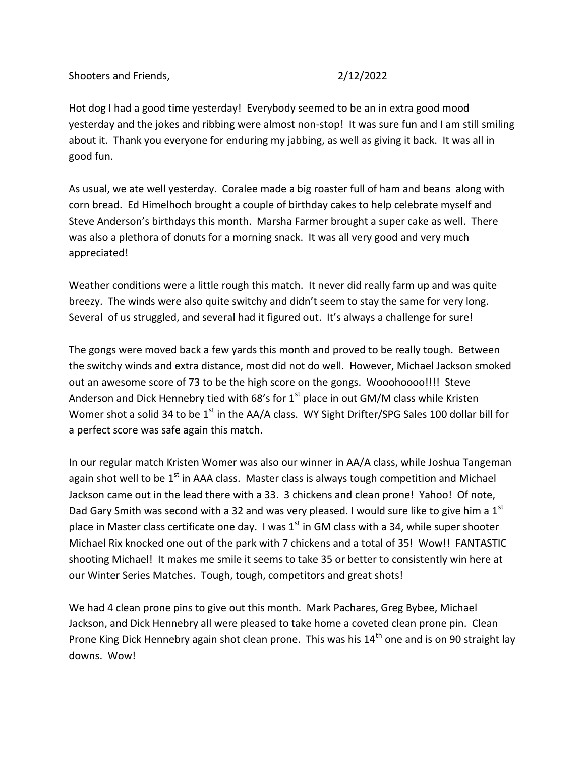Shooters and Friends, 2/12/2022

Hot dog I had a good time yesterday! Everybody seemed to be an in extra good mood yesterday and the jokes and ribbing were almost non-stop! It was sure fun and I am still smiling about it. Thank you everyone for enduring my jabbing, as well as giving it back. It was all in good fun.

As usual, we ate well yesterday. Coralee made a big roaster full of ham and beans along with corn bread. Ed Himelhoch brought a couple of birthday cakes to help celebrate myself and Steve Anderson's birthdays this month. Marsha Farmer brought a super cake as well. There was also a plethora of donuts for a morning snack. It was all very good and very much appreciated!

Weather conditions were a little rough this match. It never did really farm up and was quite breezy. The winds were also quite switchy and didn't seem to stay the same for very long. Several of us struggled, and several had it figured out. It's always a challenge for sure!

The gongs were moved back a few yards this month and proved to be really tough. Between the switchy winds and extra distance, most did not do well. However, Michael Jackson smoked out an awesome score of 73 to be the high score on the gongs. Wooohoooo!!!! Steve Anderson and Dick Hennebry tied with 68's for 1st place in out GM/M class while Kristen Womer shot a solid 34 to be 1st in the AA/A class. WY Sight Drifter/SPG Sales 100 dollar bill for a perfect score was safe again this match.

In our regular match Kristen Womer was also our winner in AA/A class, while Joshua Tangeman again shot well to be 1st in AAA class. Master class is always tough competition and Michael Jackson came out in the lead there with a 33. 3 chickens and clean prone! Yahoo! Of note, Dad Gary Smith was second with a 32 and was very pleased. I would sure like to give him a 1st place in Master class certificate one day. I was 1st in GM class with a 34, while super shooter Michael Rix knocked one out of the park with 7 chickens and a total of 35! Wow!! FANTASTIC shooting Michael! It makes me smile it seems to take 35 or better to consistently win here at our Winter Series Matches. Tough, tough, competitors and great shots!

We had 4 clean prone pins to give out this month. Mark Pachares, Greg Bybee, Michael Jackson, and Dick Hennebry all were pleased to take home a coveted clean prone pin. Clean Prone King Dick Hennebry again shot clean prone. This was his 14th one and is on 90 straight lay downs. Wow!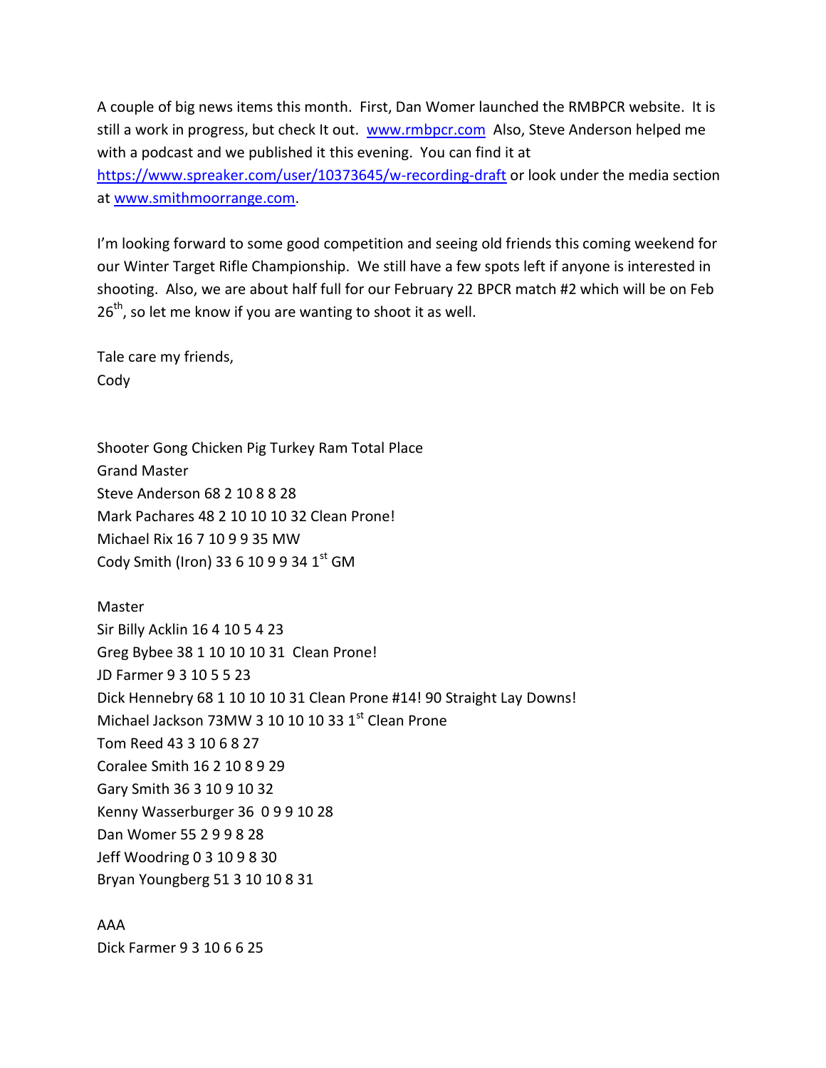A couple of big news items this month. First, Dan Womer launched the RMBPCR website. It is still a work in progress, but check It out. www.rmbpcr.com Also, Steve Anderson helped me with a podcast and we published it this evening. You can find it at https://www.spreaker.com/user/10373645/w-recording-draft or look under the media section at www.smithmoorrange.com.

I'm looking forward to some good competition and seeing old friends this coming weekend for our Winter Target Rifle Championship. We still have a few spots left if anyone is interested in shooting. Also, we are about half full for our February 22 BPCR match #2 which will be on Feb 26th, so let me know if you are wanting to shoot it as well.

Tale care my friends,
Cody

Shooter Gong Chicken Pig Turkey Ram Total Place
Grand Master
Steve Anderson 68 2 10 8 8 28
Mark Pachares 48 2 10 10 10 32 Clean Prone!
Michael Rix 16 7 10 9 9 35 MW
Cody Smith (Iron) 33 6 10 9 9 34 1st GM

Master
Sir Billy Acklin 16 4 10 5 4 23
Greg Bybee 38 1 10 10 10 31 Clean Prone!
JD Farmer 9 3 10 5 5 23
Dick Hennebry 68 1 10 10 10 31 Clean Prone #14! 90 Straight Lay Downs!
Michael Jackson 73MW 3 10 10 10 33 1st Clean Prone
Tom Reed 43 3 10 6 8 27
Coralee Smith 16 2 10 8 9 29
Gary Smith 36 3 10 9 10 32
Kenny Wasserburger 36 0 9 9 10 28
Dan Womer 55 2 9 9 8 28
Jeff Woodring 0 3 10 9 8 30
Bryan Youngberg 51 3 10 10 8 31

AAA
Dick Farmer 9 3 10 6 6 25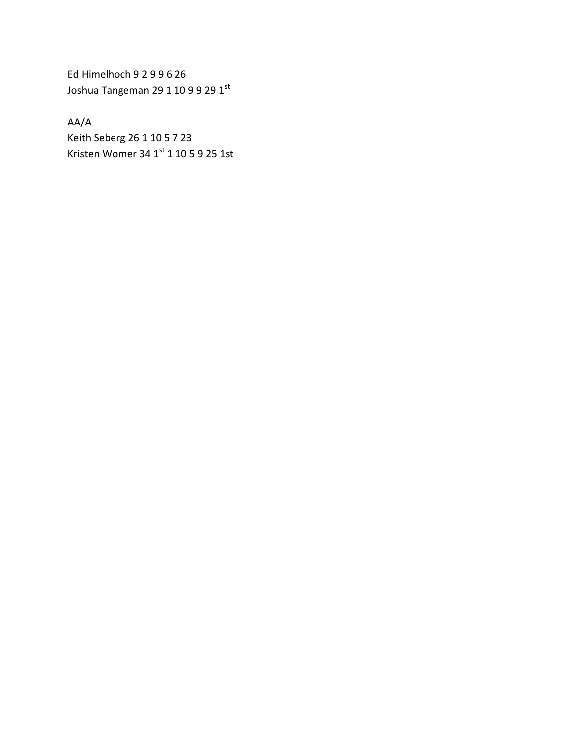Ed Himelhoch 9 2 9 9 6 26
Joshua Tangeman 29 1 10 9 9 29 1st

AA/A
Keith Seberg 26 1 10 5 7 23
Kristen Womer 34 1st 1 10 5 9 25 1st